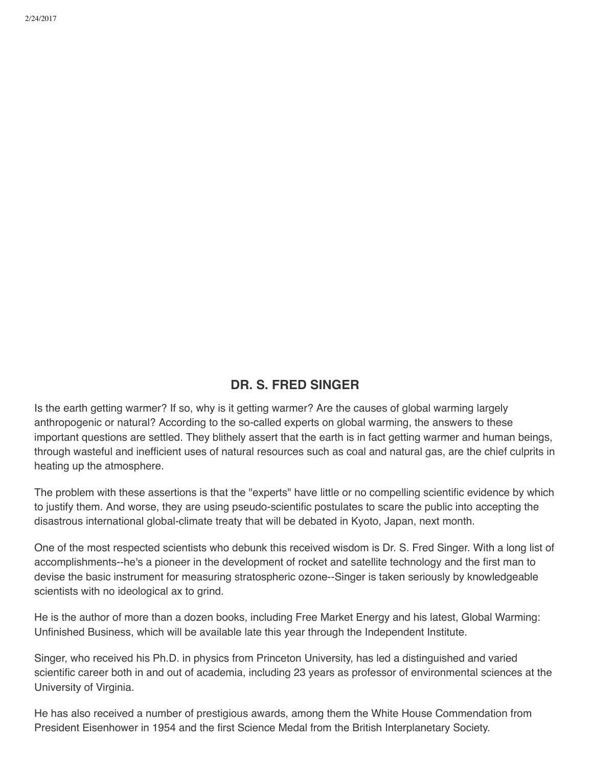## DR. S. FRED SINGER

Is the earth getting warmer? If so, why is it getting warmer? Are the causes of global warming largely anthropogenic or natural? According to the so-called experts on global warming, the answers to these important questions are settled. They blithely assert that the earth is in fact getting warmer and human beings, through wasteful and inefficient uses of natural resources such as coal and natural gas, are the chief culprits in heating up the atmosphere.

The problem with these assertions is that the "experts" have little or no compelling scientific evidence by which to justify them. And worse, they are using pseudo-scientific postulates to scare the public into accepting the disastrous international global-climate treaty that will be debated in Kyoto, Japan, next month.

One of the most respected scientists who debunk this received wisdom is Dr. S. Fred Singer. With a long list of accomplishments--he's a pioneer in the development of rocket and satellite technology and the first man to devise the basic instrument for measuring stratospheric ozone--Singer is taken seriously by knowledgeable scientists with no ideological ax to grind.

He is the author of more than a dozen books, including Free Market Energy and his latest, Global Warming: Unfinished Business, which will be available late this year through the Independent Institute.

Singer, who received his Ph.D. in physics from Princeton University, has led a distinguished and varied scientific career both in and out of academia, including 23 years as professor of environmental sciences at the University of Virginia.

He has also received a number of prestigious awards, among them the White House Commendation from President Eisenhower in 1954 and the first Science Medal from the British Interplanetary Society.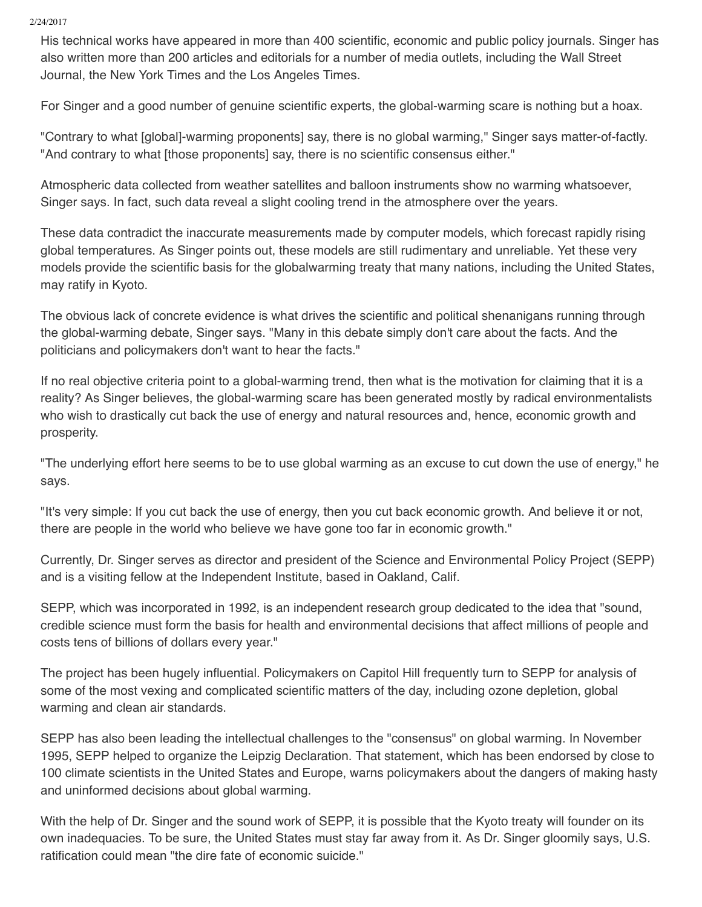His technical works have appeared in more than 400 scientific, economic and public policy journals. Singer has also written more than 200 articles and editorials for a number of media outlets, including the Wall Street Journal, the New York Times and the Los Angeles Times.

For Singer and a good number of genuine scientific experts, the global-warming scare is nothing but a hoax.

"Contrary to what [global]-warming proponents] say, there is no global warming," Singer says matter-of-factly. "And contrary to what [those proponents] say, there is no scientific consensus either."

Atmospheric data collected from weather satellites and balloon instruments show no warming whatsoever, Singer says. In fact, such data reveal a slight cooling trend in the atmosphere over the years.

These data contradict the inaccurate measurements made by computer models, which forecast rapidly rising global temperatures. As Singer points out, these models are still rudimentary and unreliable. Yet these very models provide the scientific basis for the globalwarming treaty that many nations, including the United States, may ratify in Kyoto.

The obvious lack of concrete evidence is what drives the scientific and political shenanigans running through the global-warming debate, Singer says. "Many in this debate simply don't care about the facts. And the politicians and policymakers don't want to hear the facts."

If no real objective criteria point to a global-warming trend, then what is the motivation for claiming that it is a reality? As Singer believes, the global-warming scare has been generated mostly by radical environmentalists who wish to drastically cut back the use of energy and natural resources and, hence, economic growth and prosperity.

"The underlying effort here seems to be to use global warming as an excuse to cut down the use of energy," he says.

"It's very simple: If you cut back the use of energy, then you cut back economic growth. And believe it or not, there are people in the world who believe we have gone too far in economic growth."

Currently, Dr. Singer serves as director and president of the Science and Environmental Policy Project (SEPP) and is a visiting fellow at the Independent Institute, based in Oakland, Calif.

SEPP, which was incorporated in 1992, is an independent research group dedicated to the idea that "sound, credible science must form the basis for health and environmental decisions that affect millions of people and costs tens of billions of dollars every year."

The project has been hugely influential. Policymakers on Capitol Hill frequently turn to SEPP for analysis of some of the most vexing and complicated scientific matters of the day, including ozone depletion, global warming and clean air standards.

SEPP has also been leading the intellectual challenges to the "consensus" on global warming. In November 1995, SEPP helped to organize the Leipzig Declaration. That statement, which has been endorsed by close to 100 climate scientists in the United States and Europe, warns policymakers about the dangers of making hasty and uninformed decisions about global warming.

With the help of Dr. Singer and the sound work of SEPP, it is possible that the Kyoto treaty will founder on its own inadequacies. To be sure, the United States must stay far away from it. As Dr. Singer gloomily says, U.S. ratification could mean "the dire fate of economic suicide."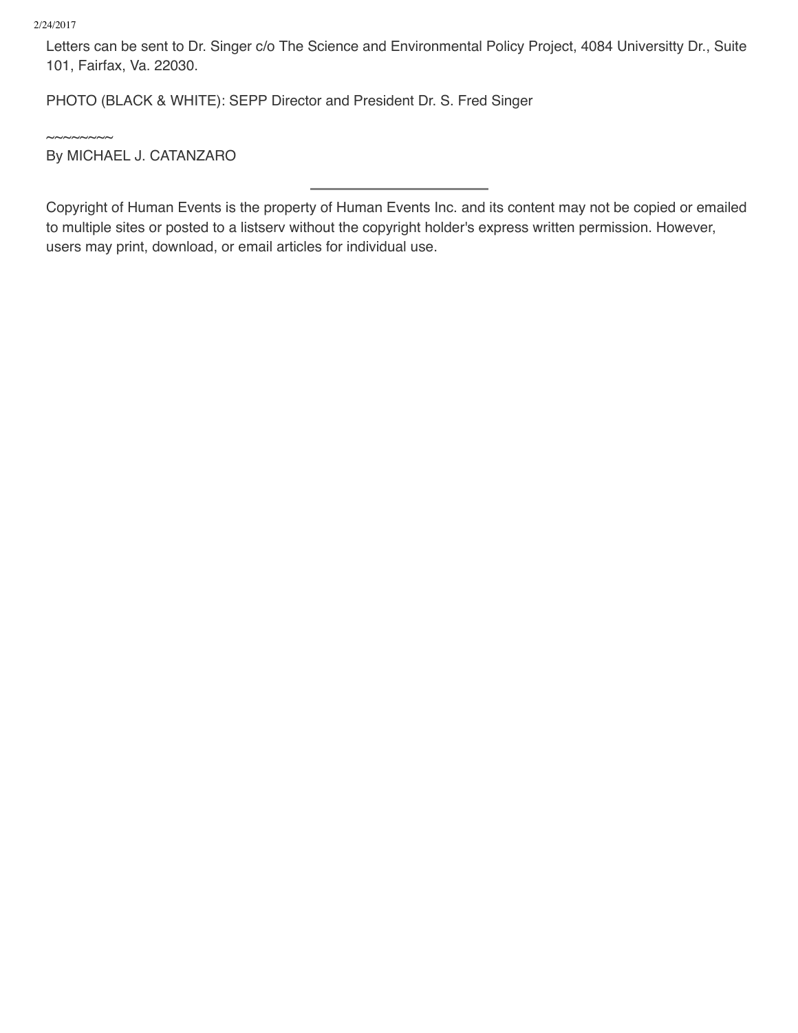Letters can be sent to Dr. Singer c/o The Science and Environmental Policy Project, 4084 Universitty Dr., Suite 101, Fairfax, Va. 22030.

PHOTO (BLACK & WHITE): SEPP Director and President Dr. S. Fred Singer

~~~~~~~~

By MICHAEL J. CATANZARO

---

Copyright of Human Events is the property of Human Events Inc. and its content may not be copied or emailed to multiple sites or posted to a listserv without the copyright holder's express written permission. However, users may print, download, or email articles for individual use.